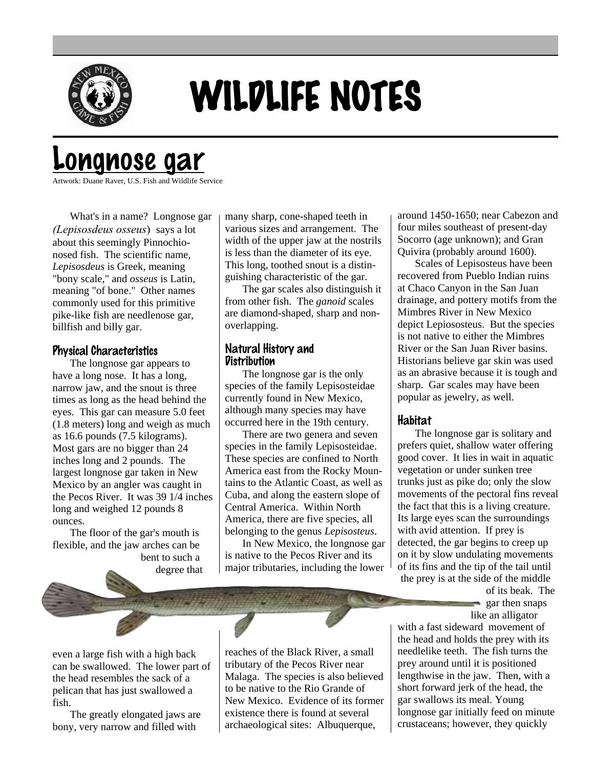# WILDLIFE NOTES

## Longnose gar

Artwork: Duane Raver, U.S. Fish and Wildlife Service

What's in a name? Longnose gar *(Lepisosdeus osseus*) says a lot about this seemingly Pinnochio-nosed fish. The scientific name, *Lepisosdeus* is Greek, meaning "bony scale," and *osseus* is Latin, meaning "of bone." Other names commonly used for this primitive pike-like fish are needlenose gar, billfish and billy gar.

### Physical Characteristics

The longnose gar appears to have a long nose. It has a long, narrow jaw, and the snout is three times as long as the head behind the eyes. This gar can measure 5.0 feet (1.8 meters) long and weigh as much as 16.6 pounds (7.5 kilograms). Most gars are no bigger than 24 inches long and 2 pounds. The largest longnose gar taken in New Mexico by an angler was caught in the Pecos River. It was 39 1/4 inches long and weighed 12 pounds 8 ounces.

The floor of the gar's mouth is flexible, and the jaw arches can be bent to such a degree that even a large fish with a high back can be swallowed. The lower part of the head resembles the sack of a pelican that has just swallowed a fish.

The greatly elongated jaws are bony, very narrow and filled with many sharp, cone-shaped teeth in various sizes and arrangement. The width of the upper jaw at the nostrils is less than the diameter of its eye. This long, toothed snout is a distinguishing characteristic of the gar.

The gar scales also distinguish it from other fish. The *ganoid* scales are diamond-shaped, sharp and non-overlapping.

### Natural History and Distribution

The longnose gar is the only species of the family Lepisosteidae currently found in New Mexico, although many species may have occurred here in the 19th century.

There are two genera and seven species in the family Lepisosteidae. These species are confined to North America east from the Rocky Mountains to the Atlantic Coast, as well as Cuba, and along the eastern slope of Central America. Within North America, there are five species, all belonging to the genus *Lepisosteus*.

In New Mexico, the longnose gar is native to the Pecos River and its major tributaries, including the lower reaches of the Black River, a small tributary of the Pecos River near Malaga. The species is also believed to be native to the Rio Grande of New Mexico. Evidence of its former existence there is found at several archaeological sites: Albuquerque, around 1450-1650; near Cabezon and four miles southeast of present-day Socorro (age unknown); and Gran Quivira (probably around 1600).

Scales of Lepisosteus have been recovered from Pueblo Indian ruins at Chaco Canyon in the San Juan drainage, and pottery motifs from the Mimbres River in New Mexico depict Lepiososteus. But the species is not native to either the Mimbres River or the San Juan River basins. Historians believe gar skin was used as an abrasive because it is tough and sharp. Gar scales may have been popular as jewelry, as well.

### Habitat

The longnose gar is solitary and prefers quiet, shallow water offering good cover. It lies in wait in aquatic vegetation or under sunken tree trunks just as pike do; only the slow movements of the pectoral fins reveal the fact that this is a living creature. Its large eyes scan the surroundings with avid attention. If prey is detected, the gar begins to creep up on it by slow undulating movements of its fins and the tip of the tail until the prey is at the side of the middle of its beak. The gar then snaps like an alligator with a fast sideward movement of the head and holds the prey with its needlelike teeth. The fish turns the prey around until it is positioned lengthwise in the jaw. Then, with a short forward jerk of the head, the gar swallows its meal. Young longnose gar initially feed on minute crustaceans; however, they quickly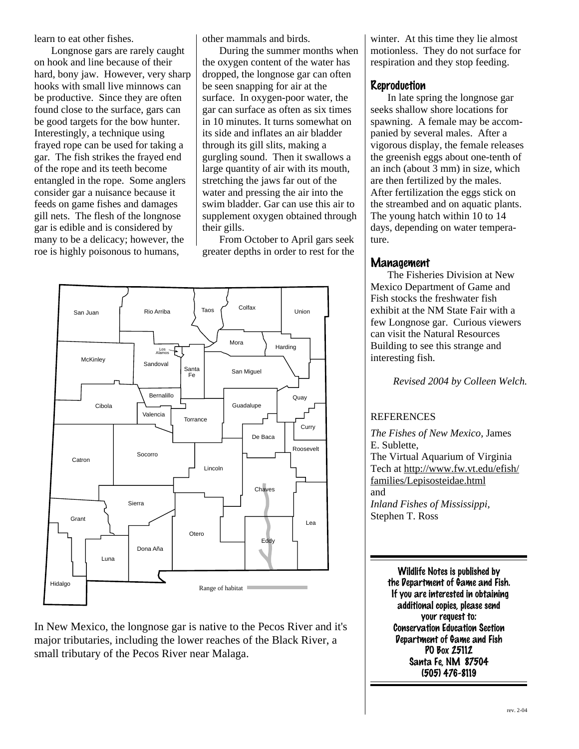learn to eat other fishes.

Longnose gars are rarely caught on hook and line because of their hard, bony jaw. However, very sharp hooks with small live minnows can be productive. Since they are often found close to the surface, gars can be good targets for the bow hunter. Interestingly, a technique using frayed rope can be used for taking a gar. The fish strikes the frayed end of the rope and its teeth become entangled in the rope. Some anglers consider gar a nuisance because it feeds on game fishes and damages gill nets. The flesh of the longnose gar is edible and is considered by many to be a delicacy; however, the roe is highly poisonous to humans, other mammals and birds.

During the summer months when the oxygen content of the water has dropped, the longnose gar can often be seen snapping for air at the surface. In oxygen-poor water, the gar can surface as often as six times in 10 minutes. It turns somewhat on its side and inflates an air bladder through its gill slits, making a gurgling sound. Then it swallows a large quantity of air with its mouth, stretching the jaws far out of the water and pressing the air into the swim bladder. Gar can use this air to supplement oxygen obtained through their gills.

From October to April gars seek greater depths in order to rest for the winter. At this time they lie almost motionless. They do not surface for respiration and they stop feeding.

## Reproduction

In late spring the longnose gar seeks shallow shore locations for spawning. A female may be accompanied by several males. After a vigorous display, the female releases the greenish eggs about one-tenth of an inch (about 3 mm) in size, which are then fertilized by the males. After fertilization the eggs stick on the streambed and on aquatic plants. The young hatch within 10 to 14 days, depending on water temperature.

San Juan
Rio Arriba
Taos
Colfax
Union
Mora
Harding
Los Alamos
McKinley
Sandoval
Santa Fe
San Miguel
Bernalillo
Quay
Cibola
Valencia
Guadalupe
Torrance
Curry
De Baca
Roosevelt
Socorro
Catron
Lincoln
Chaves
Sierra
Grant
Lea
Otero
Eddy
Dona Aña
Luna
Hidalgo
Range of habitat

In New Mexico, the longnose gar is native to the Pecos River and it's major tributaries, including the lower reaches of the Black River, a small tributary of the Pecos River near Malaga.

## Management

The Fisheries Division at New Mexico Department of Game and Fish stocks the freshwater fish exhibit at the NM State Fair with a few Longnose gar. Curious viewers can visit the Natural Resources Building to see this strange and interesting fish.

*Revised 2004 by Colleen Welch.*

REFERENCES

*The Fishes of New Mexico*, James E. Sublette,
The Virtual Aquarium of Virginia Tech at http://www.fw.vt.edu/efish/families/Lepisosteidae.html
and
*Inland Fishes of Mississippi*, Stephen T. Ross

**Wildlife Notes is published by the Department of Game and Fish. If you are interested in obtaining additional copies, please send your request to:**
**Conservation Education Section**
**Department of Game and Fish**
**PO Box 25112**
**Santa Fe, NM 87504**
**(505) 476-8119**

rev. 2-04